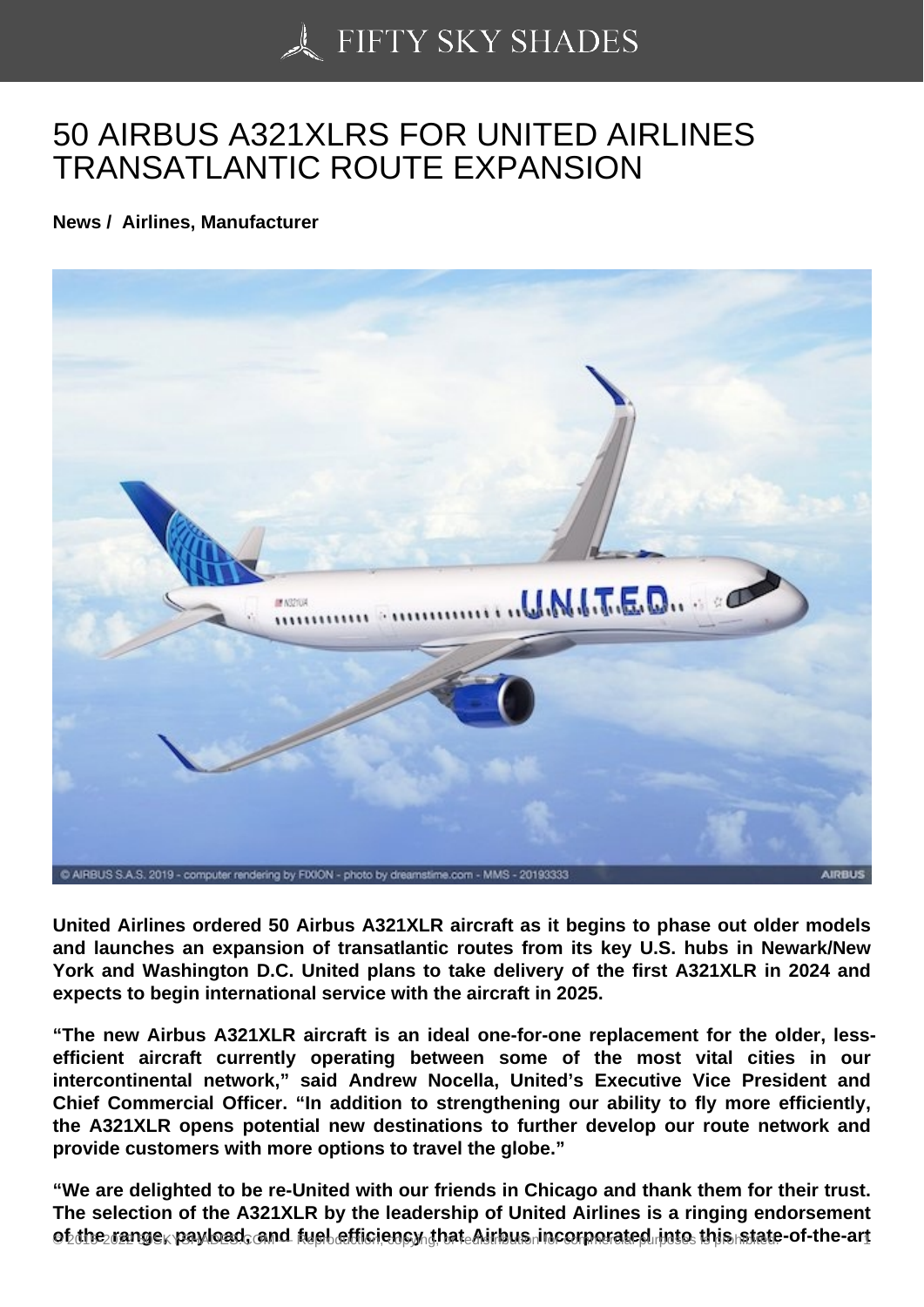# 50 AIRBUS A321XLRS FOR UNITED AIRLINES TRANSATLANTIC ROUTE EXPANSION

**News / Airlines, Manufacturer**

**United Airlines ordered 50 Airbus A321XLR aircraft as it begins to phase out older models and launches an expansion of transatlantic routes from its key U.S. hubs in Newark/New York and Washington D.C. United plans to take delivery of the first A321XLR in 2024 and expects to begin international service with the aircraft in 2025.**

**"The new Airbus A321XLR aircraft is an ideal one-for-one replacement for the older, less-efficient aircraft currently operating between some of the most vital cities in our intercontinental network," said Andrew Nocella, United's Executive Vice President and Chief Commercial Officer. "In addition to strengthening our ability to fly more efficiently, the A321XLR opens potential new destinations to further develop our route network and provide customers with more options to travel the globe."**

**"We are delighted to be re-United with our friends in Chicago and thank them for their trust. The selection of the A321XLR by the leadership of United Airlines is a ringing endorsement of the range, payload, and fuel efficiency that Airbus incorporated into this state-of-the-art**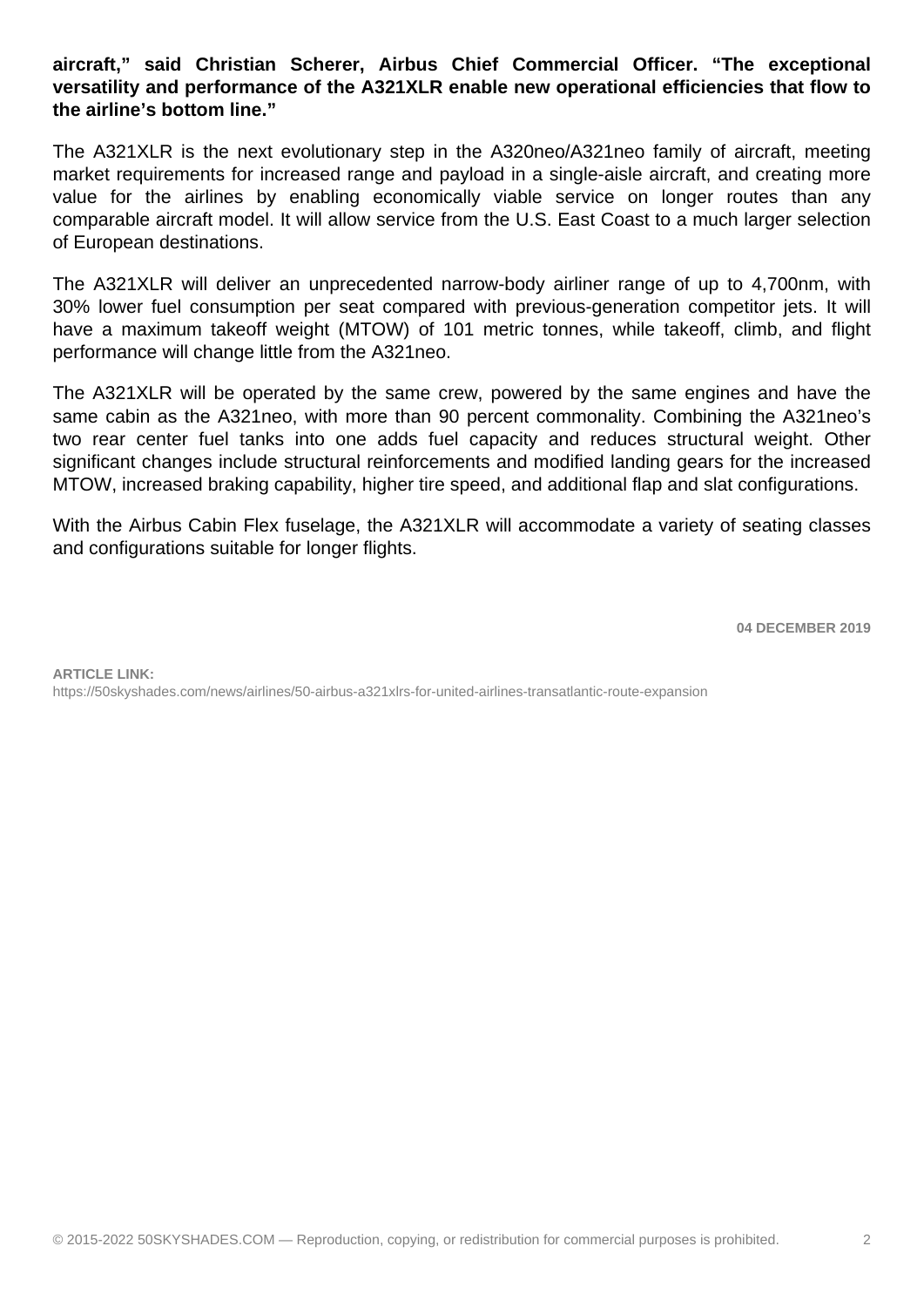**aircraft," said Christian Scherer, Airbus Chief Commercial Officer. "The exceptional versatility and performance of the A321XLR enable new operational efficiencies that flow to the airline's bottom line."**

The A321XLR is the next evolutionary step in the A320neo/A321neo family of aircraft, meeting market requirements for increased range and payload in a single-aisle aircraft, and creating more value for the airlines by enabling economically viable service on longer routes than any comparable aircraft model. It will allow service from the U.S. East Coast to a much larger selection of European destinations.

The A321XLR will deliver an unprecedented narrow-body airliner range of up to 4,700nm, with 30% lower fuel consumption per seat compared with previous-generation competitor jets. It will have a maximum takeoff weight (MTOW) of 101 metric tonnes, while takeoff, climb, and flight performance will change little from the A321neo.

The A321XLR will be operated by the same crew, powered by the same engines and have the same cabin as the A321neo, with more than 90 percent commonality. Combining the A321neo's two rear center fuel tanks into one adds fuel capacity and reduces structural weight. Other significant changes include structural reinforcements and modified landing gears for the increased MTOW, increased braking capability, higher tire speed, and additional flap and slat configurations.

With the Airbus Cabin Flex fuselage, the A321XLR will accommodate a variety of seating classes and configurations suitable for longer flights.

**04 DECEMBER 2019**

**ARTICLE LINK:**
https://50skyshades.com/news/airlines/50-airbus-a321xlrs-for-united-airlines-transatlantic-route-expansion

© 2015-2022 50SKYSHADES.COM — Reproduction, copying, or redistribution for commercial purposes is prohibited.